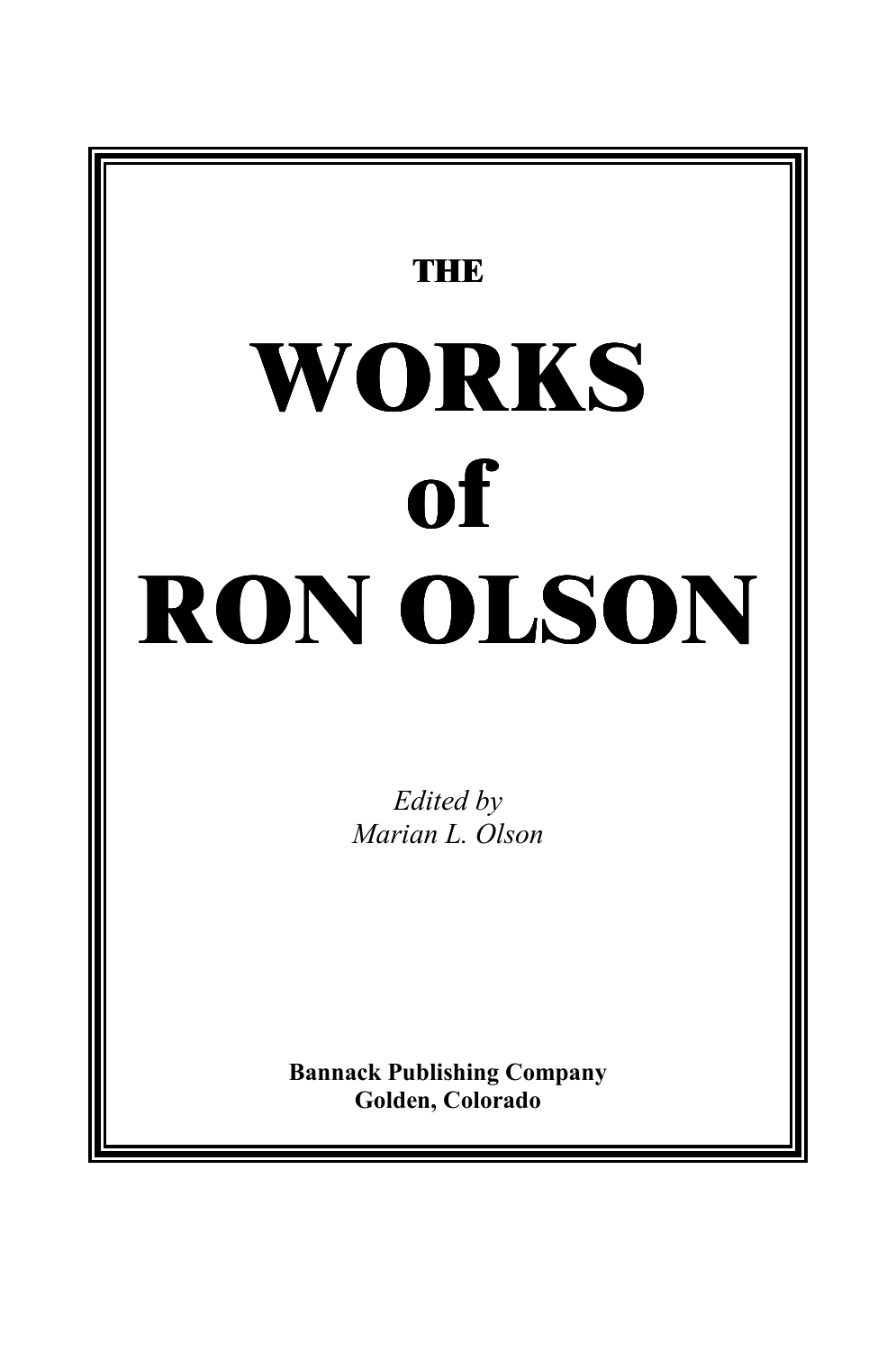# THE WORKS of RON OLSON

*Edited by*
*Marian L. Olson*

**Bannack Publishing Company**
**Golden, Colorado**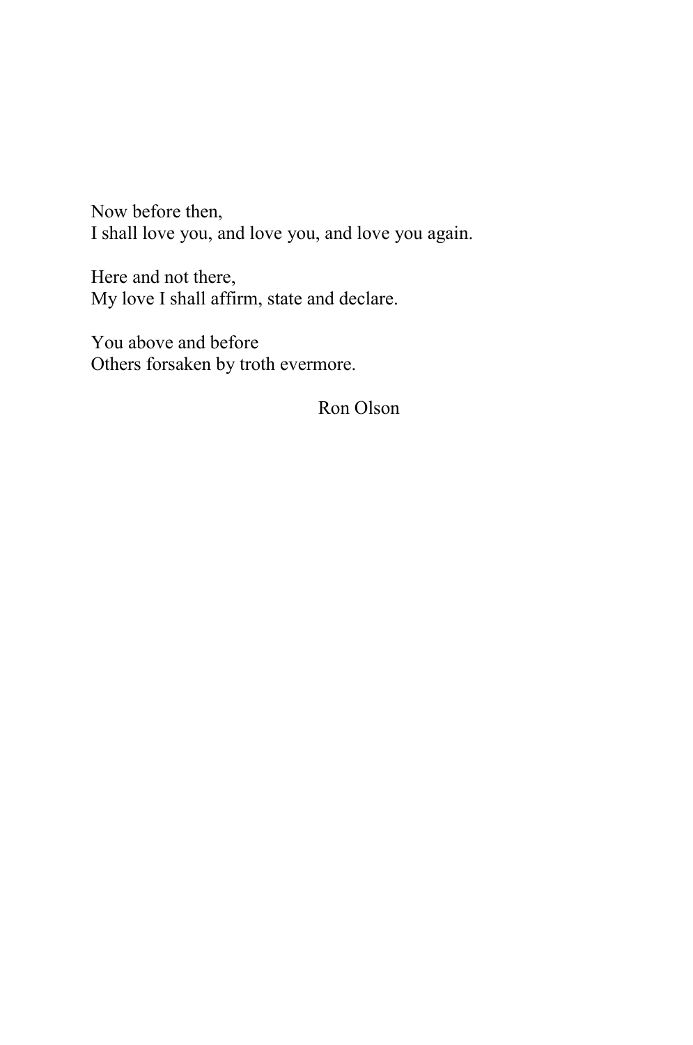Now before then,  
I shall love you, and love you, and love you again.

Here and not there,  
My love I shall affirm, state and declare.

You above and before  
Others forsaken by troth evermore.

Ron Olson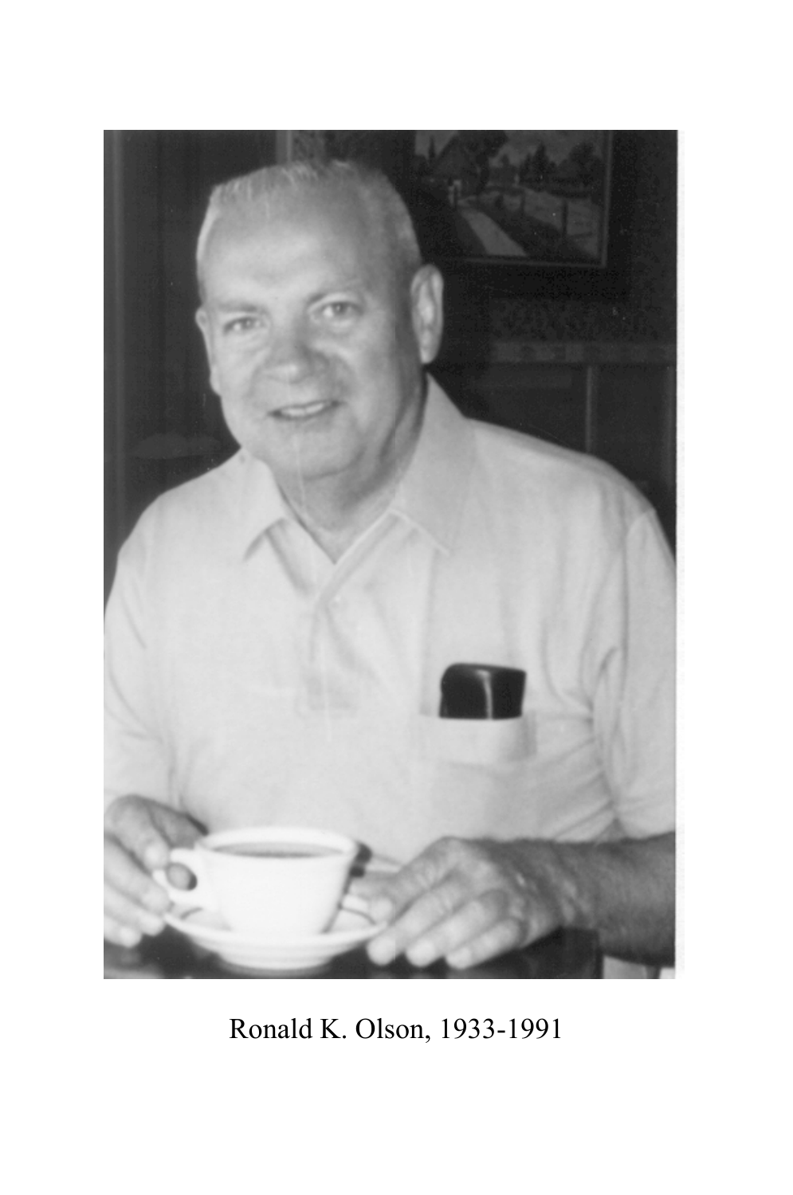Ronald K. Olson, 1933-1991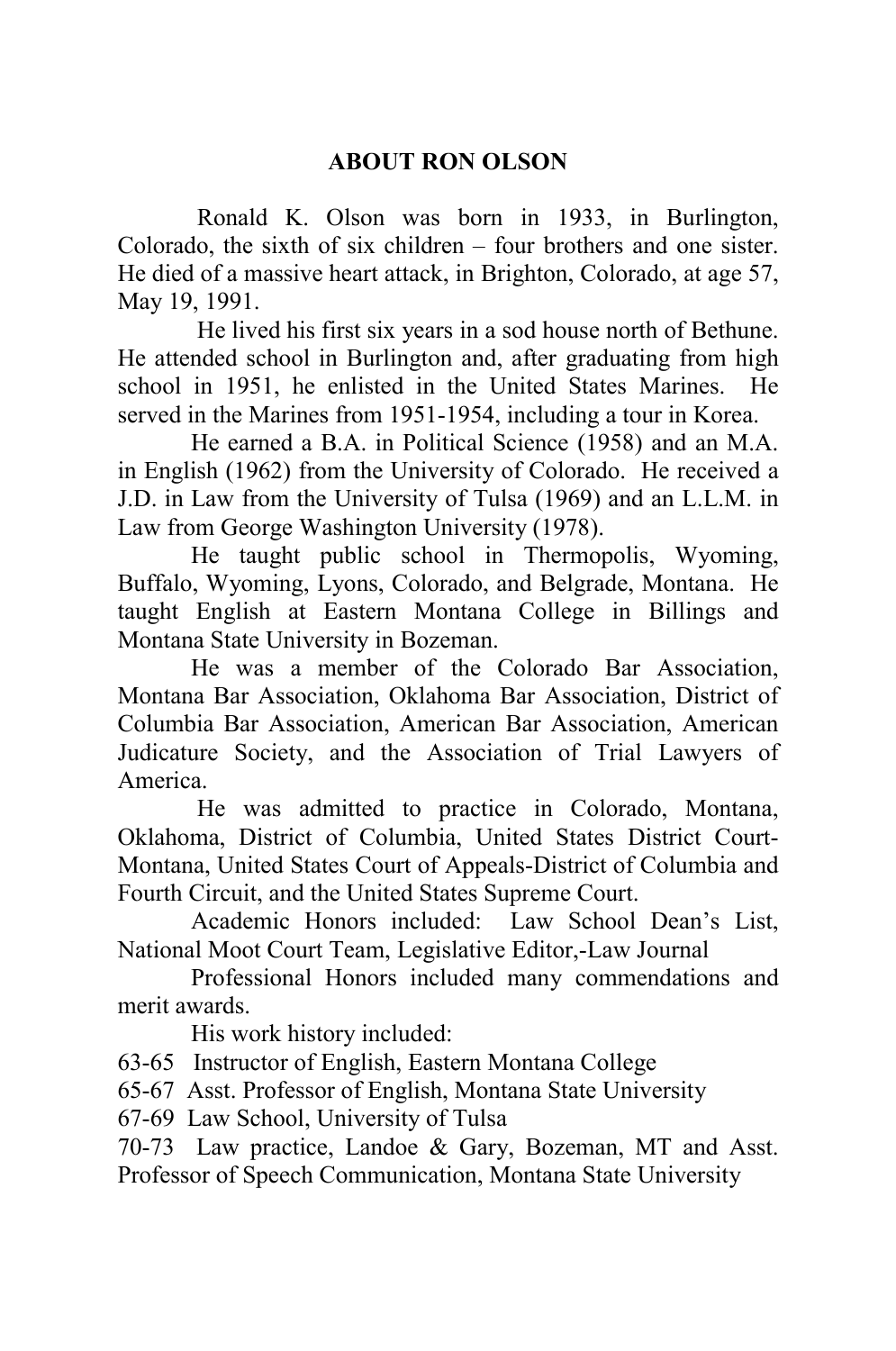## ABOUT RON OLSON

Ronald K. Olson was born in 1933, in Burlington, Colorado, the sixth of six children – four brothers and one sister. He died of a massive heart attack, in Brighton, Colorado, at age 57, May 19, 1991.

He lived his first six years in a sod house north of Bethune. He attended school in Burlington and, after graduating from high school in 1951, he enlisted in the United States Marines. He served in the Marines from 1951-1954, including a tour in Korea.

He earned a B.A. in Political Science (1958) and an M.A. in English (1962) from the University of Colorado. He received a J.D. in Law from the University of Tulsa (1969) and an L.L.M. in Law from George Washington University (1978).

He taught public school in Thermopolis, Wyoming, Buffalo, Wyoming, Lyons, Colorado, and Belgrade, Montana. He taught English at Eastern Montana College in Billings and Montana State University in Bozeman.

He was a member of the Colorado Bar Association, Montana Bar Association, Oklahoma Bar Association, District of Columbia Bar Association, American Bar Association, American Judicature Society, and the Association of Trial Lawyers of America.

He was admitted to practice in Colorado, Montana, Oklahoma, District of Columbia, United States District Court-Montana, United States Court of Appeals-District of Columbia and Fourth Circuit, and the United States Supreme Court.

Academic Honors included: Law School Dean's List, National Moot Court Team, Legislative Editor,-Law Journal

Professional Honors included many commendations and merit awards.

His work history included:

63-65 Instructor of English, Eastern Montana College

65-67 Asst. Professor of English, Montana State University

67-69 Law School, University of Tulsa

70-73 Law practice, Landoe & Gary, Bozeman, MT and Asst. Professor of Speech Communication, Montana State University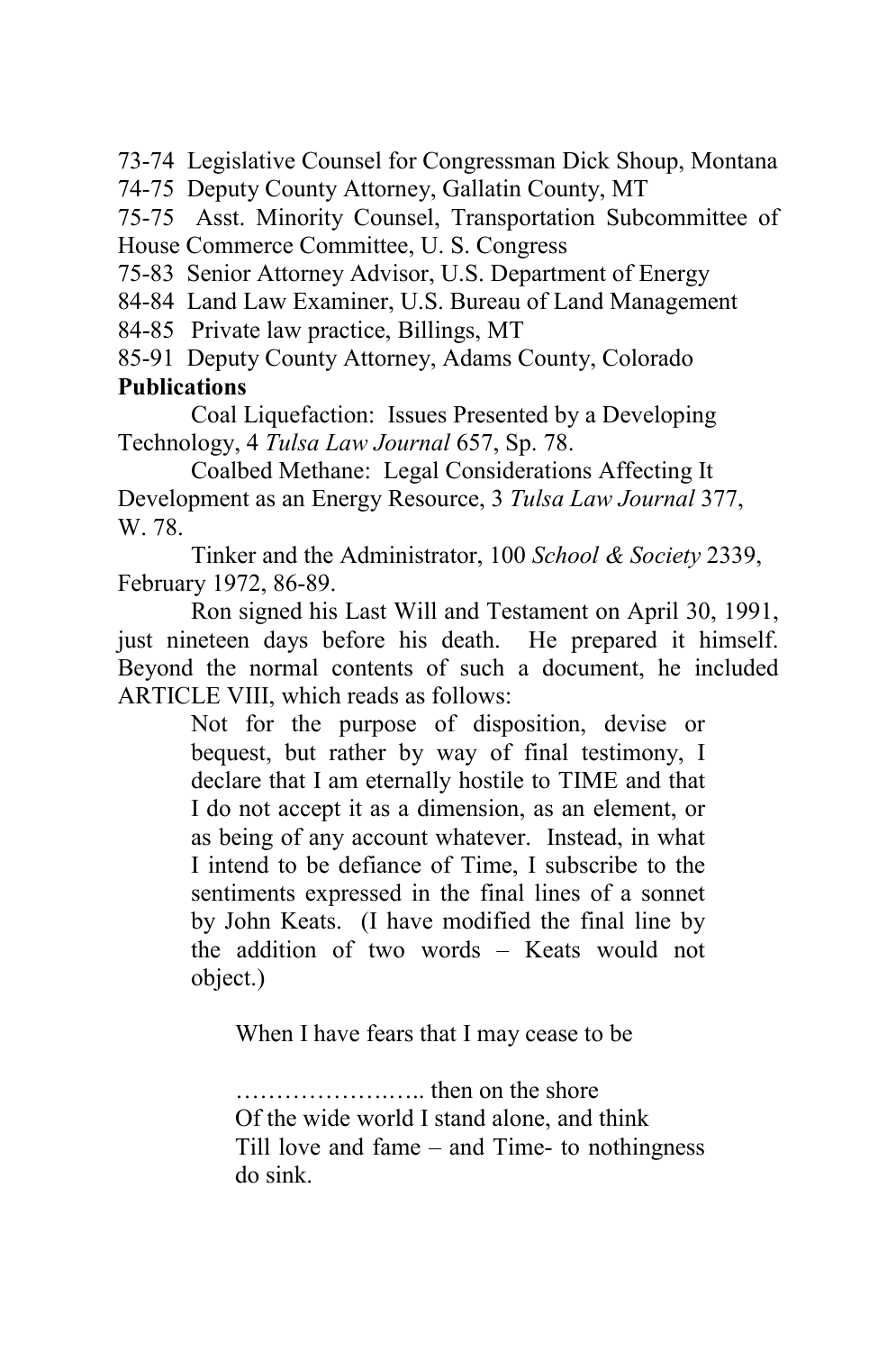73-74 Legislative Counsel for Congressman Dick Shoup, Montana

74-75 Deputy County Attorney, Gallatin County, MT

75-75 Asst. Minority Counsel, Transportation Subcommittee of House Commerce Committee, U. S. Congress

75-83 Senior Attorney Advisor, U.S. Department of Energy

84-84 Land Law Examiner, U.S. Bureau of Land Management

84-85 Private law practice, Billings, MT

85-91 Deputy County Attorney, Adams County, Colorado

**Publications**

Coal Liquefaction: Issues Presented by a Developing Technology, 4 *Tulsa Law Journal* 657, Sp. 78.

Coalbed Methane: Legal Considerations Affecting It Development as an Energy Resource, 3 *Tulsa Law Journal* 377, W. 78.

Tinker and the Administrator, 100 *School & Society* 2339, February 1972, 86-89.

Ron signed his Last Will and Testament on April 30, 1991, just nineteen days before his death. He prepared it himself. Beyond the normal contents of such a document, he included ARTICLE VIII, which reads as follows:

> Not for the purpose of disposition, devise or bequest, but rather by way of final testimony, I declare that I am eternally hostile to TIME and that I do not accept it as a dimension, as an element, or as being of any account whatever. Instead, in what I intend to be defiance of Time, I subscribe to the sentiments expressed in the final lines of a sonnet by John Keats. (I have modified the final line by the addition of two words – Keats would not object.)
>
> When I have fears that I may cease to be
>
> ………………….. then on the shore
> Of the wide world I stand alone, and think
> Till love and fame – and Time- to nothingness do sink.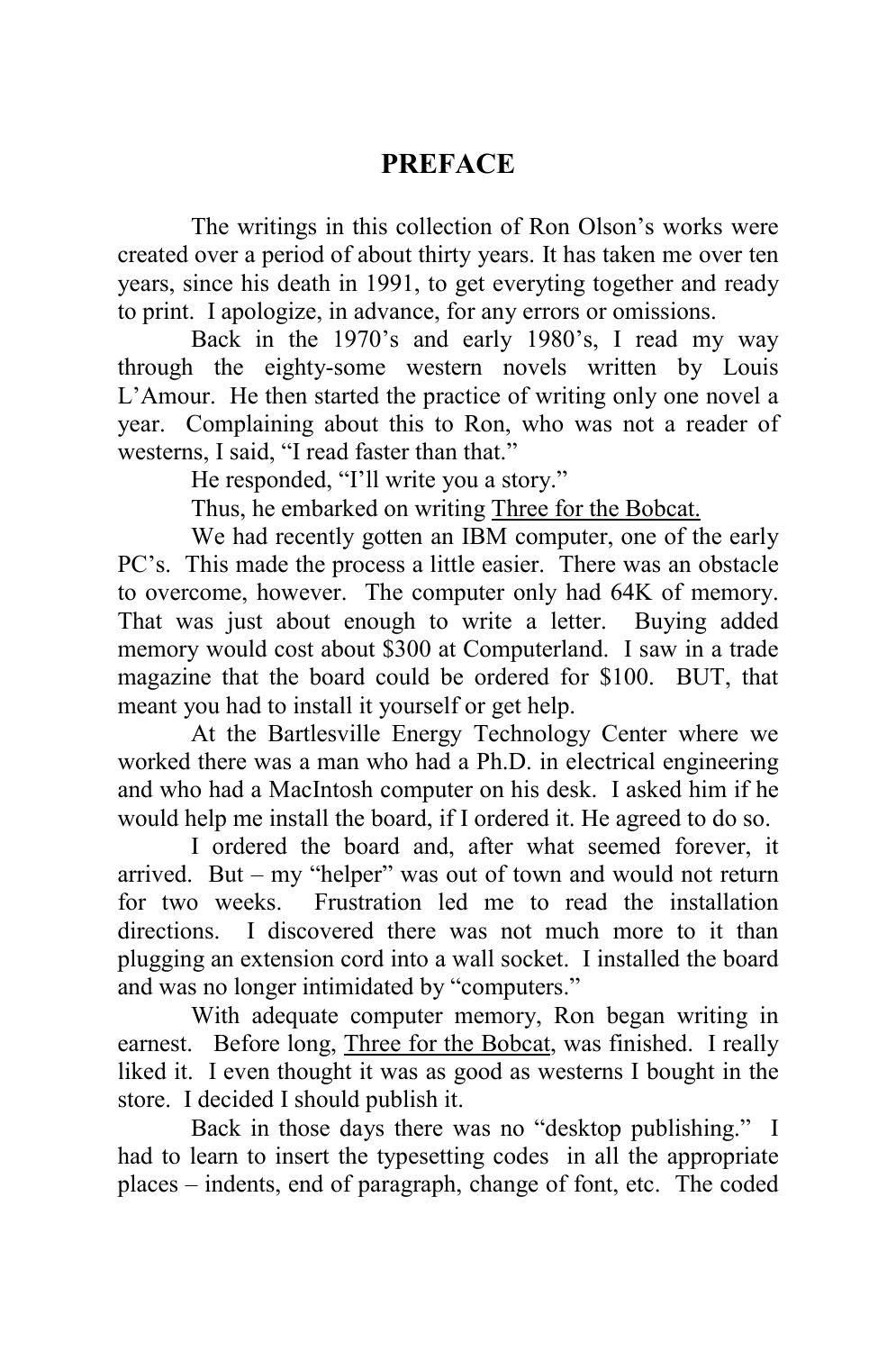# PREFACE

The writings in this collection of Ron Olson's works were created over a period of about thirty years. It has taken me over ten years, since his death in 1991, to get everyting together and ready to print. I apologize, in advance, for any errors or omissions.

Back in the 1970's and early 1980's, I read my way through the eighty-some western novels written by Louis L'Amour. He then started the practice of writing only one novel a year. Complaining about this to Ron, who was not a reader of westerns, I said, "I read faster than that."

He responded, "I'll write you a story."

Thus, he embarked on writing <u>Three for the Bobcat.</u>

We had recently gotten an IBM computer, one of the early PC's. This made the process a little easier. There was an obstacle to overcome, however. The computer only had 64K of memory. That was just about enough to write a letter. Buying added memory would cost about $300 at Computerland. I saw in a trade magazine that the board could be ordered for $100. BUT, that meant you had to install it yourself or get help.

At the Bartlesville Energy Technology Center where we worked there was a man who had a Ph.D. in electrical engineering and who had a MacIntosh computer on his desk. I asked him if he would help me install the board, if I ordered it. He agreed to do so.

I ordered the board and, after what seemed forever, it arrived. But – my "helper" was out of town and would not return for two weeks. Frustration led me to read the installation directions. I discovered there was not much more to it than plugging an extension cord into a wall socket. I installed the board and was no longer intimidated by "computers."

With adequate computer memory, Ron began writing in earnest. Before long, <u>Three for the Bobcat</u>, was finished. I really liked it. I even thought it was as good as westerns I bought in the store. I decided I should publish it.

Back in those days there was no "desktop publishing." I had to learn to insert the typesetting codes in all the appropriate places – indents, end of paragraph, change of font, etc. The coded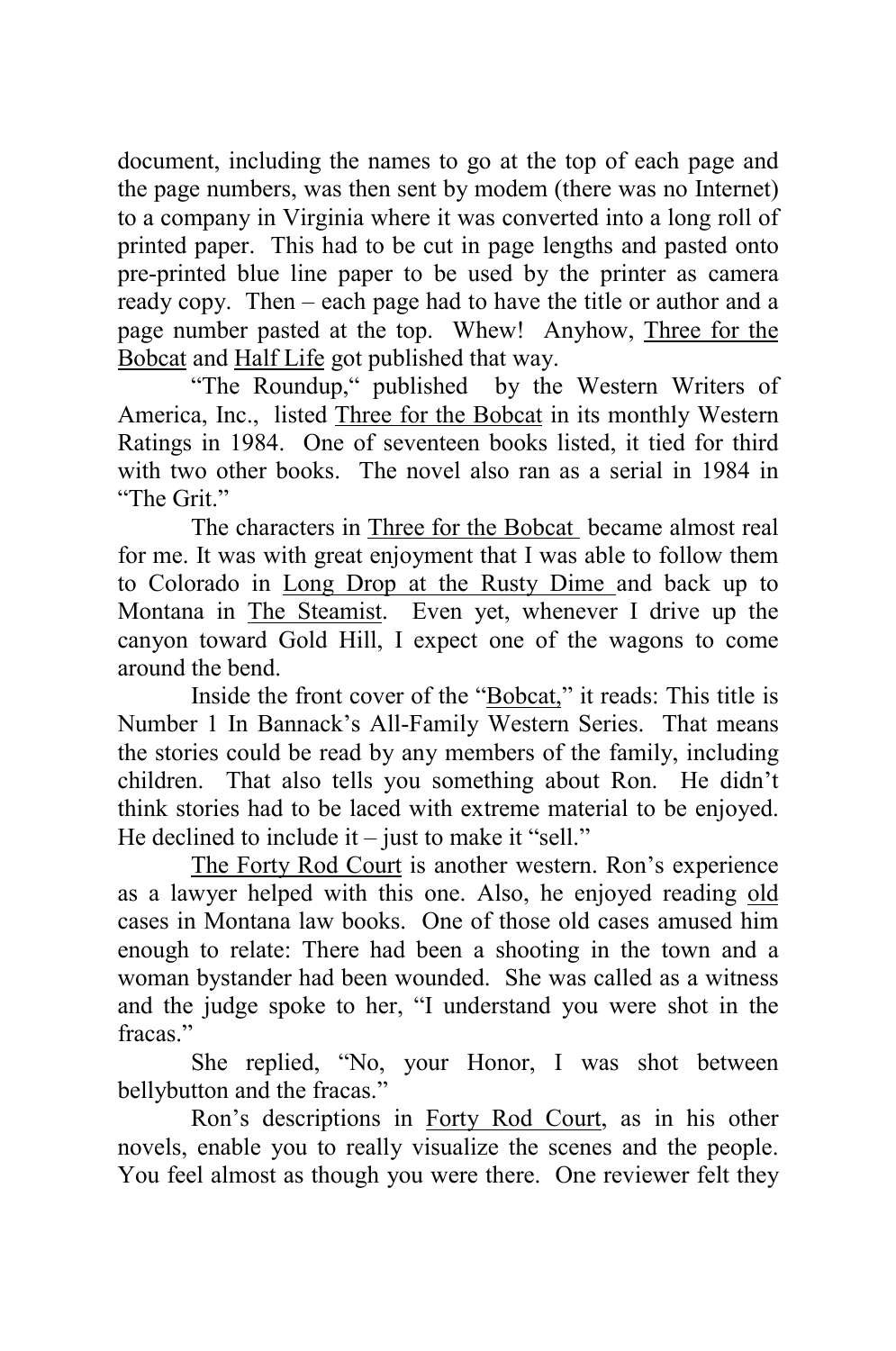document, including the names to go at the top of each page and the page numbers, was then sent by modem (there was no Internet) to a company in Virginia where it was converted into a long roll of printed paper. This had to be cut in page lengths and pasted onto pre-printed blue line paper to be used by the printer as camera ready copy. Then – each page had to have the title or author and a page number pasted at the top. Whew! Anyhow, <u>Three for the Bobcat</u> and <u>Half Life</u> got published that way.

"The Roundup," published by the Western Writers of America, Inc., listed <u>Three for the Bobcat</u> in its monthly Western Ratings in 1984. One of seventeen books listed, it tied for third with two other books. The novel also ran as a serial in 1984 in "The Grit."

The characters in <u>Three for the Bobcat</u> became almost real for me. It was with great enjoyment that I was able to follow them to Colorado in <u>Long Drop at the Rusty Dime</u> and back up to Montana in <u>The Steamist</u>. Even yet, whenever I drive up the canyon toward Gold Hill, I expect one of the wagons to come around the bend.

Inside the front cover of the "<u>Bobcat</u>," it reads: This title is Number 1 In Bannack's All-Family Western Series. That means the stories could be read by any members of the family, including children. That also tells you something about Ron. He didn't think stories had to be laced with extreme material to be enjoyed. He declined to include it – just to make it "sell."

<u>The Forty Rod Court</u> is another western. Ron's experience as a lawyer helped with this one. Also, he enjoyed reading <u>old</u> cases in Montana law books. One of those old cases amused him enough to relate: There had been a shooting in the town and a woman bystander had been wounded. She was called as a witness and the judge spoke to her, "I understand you were shot in the fracas."

She replied, "No, your Honor, I was shot between bellybutton and the fracas."

Ron's descriptions in <u>Forty Rod Court</u>, as in his other novels, enable you to really visualize the scenes and the people. You feel almost as though you were there. One reviewer felt they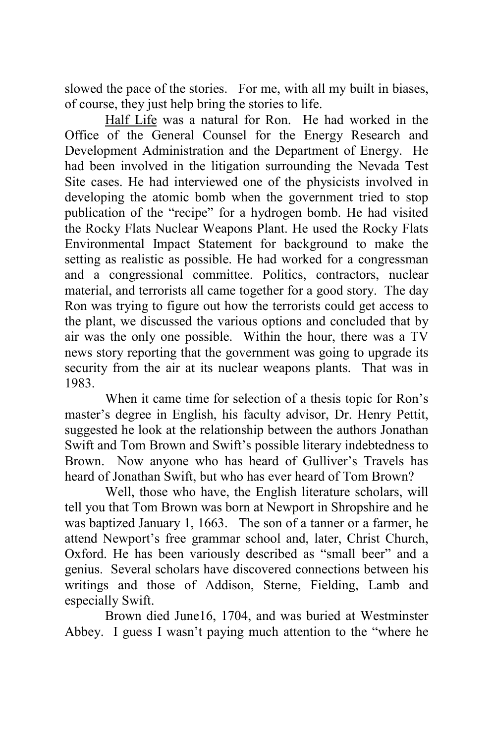slowed the pace of the stories. For me, with all my built in biases, of course, they just help bring the stories to life.

Half Life was a natural for Ron. He had worked in the Office of the General Counsel for the Energy Research and Development Administration and the Department of Energy. He had been involved in the litigation surrounding the Nevada Test Site cases. He had interviewed one of the physicists involved in developing the atomic bomb when the government tried to stop publication of the "recipe" for a hydrogen bomb. He had visited the Rocky Flats Nuclear Weapons Plant. He used the Rocky Flats Environmental Impact Statement for background to make the setting as realistic as possible. He had worked for a congressman and a congressional committee. Politics, contractors, nuclear material, and terrorists all came together for a good story. The day Ron was trying to figure out how the terrorists could get access to the plant, we discussed the various options and concluded that by air was the only one possible. Within the hour, there was a TV news story reporting that the government was going to upgrade its security from the air at its nuclear weapons plants. That was in 1983.

When it came time for selection of a thesis topic for Ron's master's degree in English, his faculty advisor, Dr. Henry Pettit, suggested he look at the relationship between the authors Jonathan Swift and Tom Brown and Swift's possible literary indebtedness to Brown. Now anyone who has heard of Gulliver's Travels has heard of Jonathan Swift, but who has ever heard of Tom Brown?

Well, those who have, the English literature scholars, will tell you that Tom Brown was born at Newport in Shropshire and he was baptized January 1, 1663. The son of a tanner or a farmer, he attend Newport's free grammar school and, later, Christ Church, Oxford. He has been variously described as "small beer" and a genius. Several scholars have discovered connections between his writings and those of Addison, Sterne, Fielding, Lamb and especially Swift.

Brown died June16, 1704, and was buried at Westminster Abbey. I guess I wasn't paying much attention to the "where he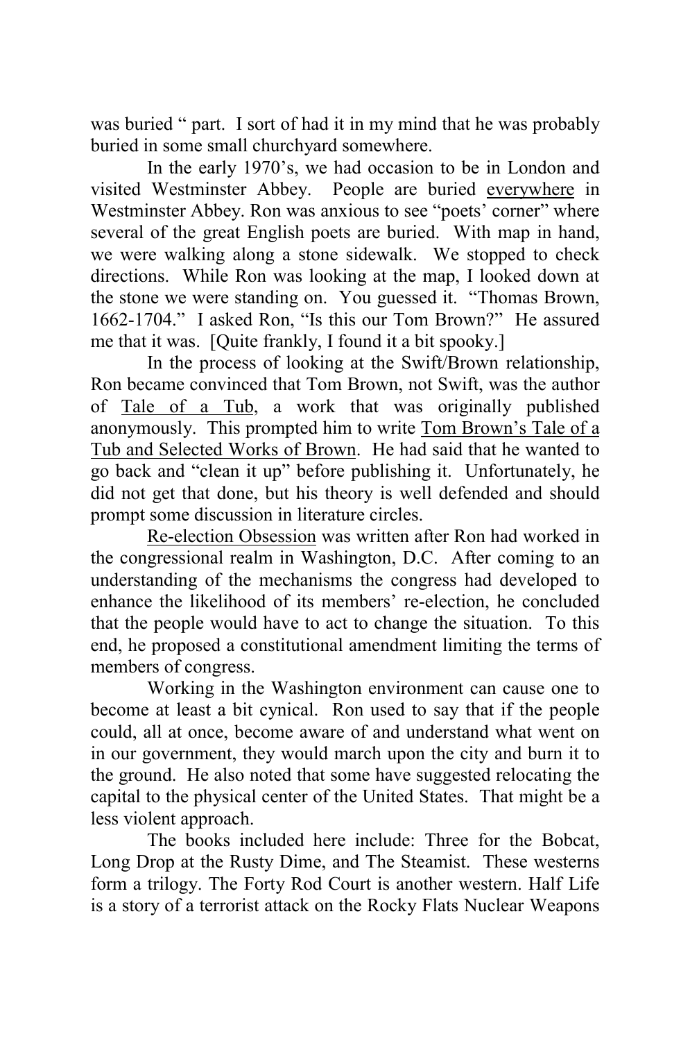was buried " part. I sort of had it in my mind that he was probably buried in some small churchyard somewhere.

In the early 1970's, we had occasion to be in London and visited Westminster Abbey. People are buried <u>everywhere</u> in Westminster Abbey. Ron was anxious to see "poets' corner" where several of the great English poets are buried. With map in hand, we were walking along a stone sidewalk. We stopped to check directions. While Ron was looking at the map, I looked down at the stone we were standing on. You guessed it. "Thomas Brown, 1662-1704." I asked Ron, "Is this our Tom Brown?" He assured me that it was. [Quite frankly, I found it a bit spooky.]

In the process of looking at the Swift/Brown relationship, Ron became convinced that Tom Brown, not Swift, was the author of <u>Tale of a Tub</u>, a work that was originally published anonymously. This prompted him to write <u>Tom Brown's Tale of a Tub and Selected Works of Brown</u>. He had said that he wanted to go back and "clean it up" before publishing it. Unfortunately, he did not get that done, but his theory is well defended and should prompt some discussion in literature circles.

<u>Re-election Obsession</u> was written after Ron had worked in the congressional realm in Washington, D.C. After coming to an understanding of the mechanisms the congress had developed to enhance the likelihood of its members' re-election, he concluded that the people would have to act to change the situation. To this end, he proposed a constitutional amendment limiting the terms of members of congress.

Working in the Washington environment can cause one to become at least a bit cynical. Ron used to say that if the people could, all at once, become aware of and understand what went on in our government, they would march upon the city and burn it to the ground. He also noted that some have suggested relocating the capital to the physical center of the United States. That might be a less violent approach.

The books included here include: Three for the Bobcat, Long Drop at the Rusty Dime, and The Steamist. These westerns form a trilogy. The Forty Rod Court is another western. Half Life is a story of a terrorist attack on the Rocky Flats Nuclear Weapons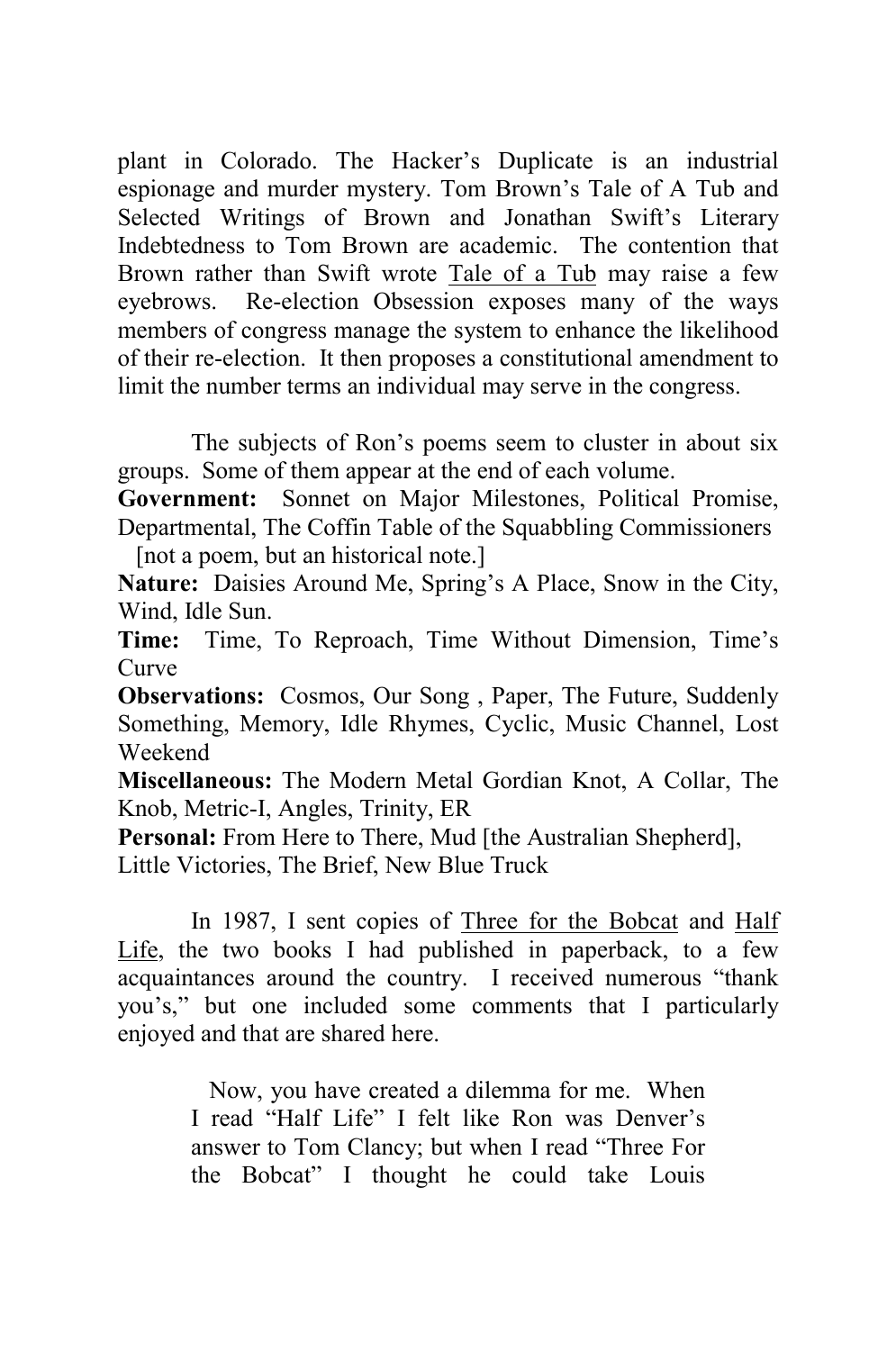plant in Colorado. The Hacker's Duplicate is an industrial espionage and murder mystery. Tom Brown's Tale of A Tub and Selected Writings of Brown and Jonathan Swift's Literary Indebtedness to Tom Brown are academic. The contention that Brown rather than Swift wrote Tale of a Tub may raise a few eyebrows. Re-election Obsession exposes many of the ways members of congress manage the system to enhance the likelihood of their re-election. It then proposes a constitutional amendment to limit the number terms an individual may serve in the congress.

The subjects of Ron's poems seem to cluster in about six groups. Some of them appear at the end of each volume.

**Government:** Sonnet on Major Milestones, Political Promise, Departmental, The Coffin Table of the Squabbling Commissioners [not a poem, but an historical note.]

**Nature:** Daisies Around Me, Spring's A Place, Snow in the City, Wind, Idle Sun.

**Time:** Time, To Reproach, Time Without Dimension, Time's Curve

**Observations:** Cosmos, Our Song , Paper, The Future, Suddenly Something, Memory, Idle Rhymes, Cyclic, Music Channel, Lost Weekend

**Miscellaneous:** The Modern Metal Gordian Knot, A Collar, The Knob, Metric-I, Angles, Trinity, ER

**Personal:** From Here to There, Mud [the Australian Shepherd], Little Victories, The Brief, New Blue Truck

In 1987, I sent copies of Three for the Bobcat and Half Life, the two books I had published in paperback, to a few acquaintances around the country. I received numerous "thank you's," but one included some comments that I particularly enjoyed and that are shared here.

> Now, you have created a dilemma for me. When I read "Half Life" I felt like Ron was Denver's answer to Tom Clancy; but when I read "Three For the Bobcat" I thought he could take Louis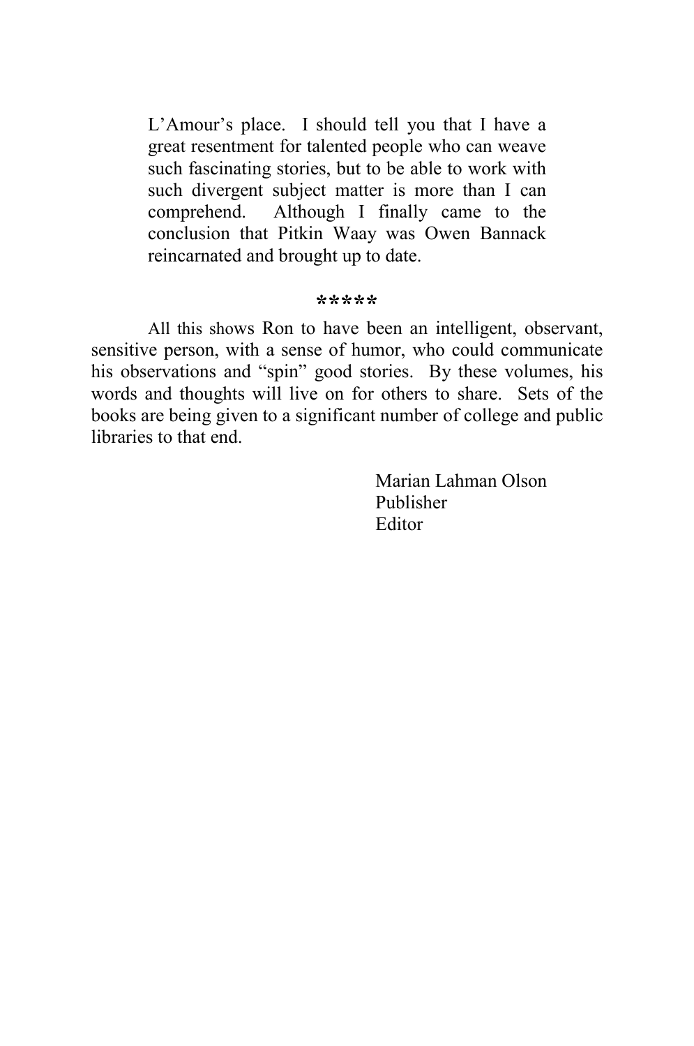> L'Amour's place. I should tell you that I have a great resentment for talented people who can weave such fascinating stories, but to be able to work with such divergent subject matter is more than I can comprehend. Although I finally came to the conclusion that Pitkin Waay was Owen Bannack reincarnated and brought up to date.

*****

All this shows Ron to have been an intelligent, observant, sensitive person, with a sense of humor, who could communicate his observations and "spin" good stories. By these volumes, his words and thoughts will live on for others to share. Sets of the books are being given to a significant number of college and public libraries to that end.

Marian Lahman Olson
Publisher
Editor